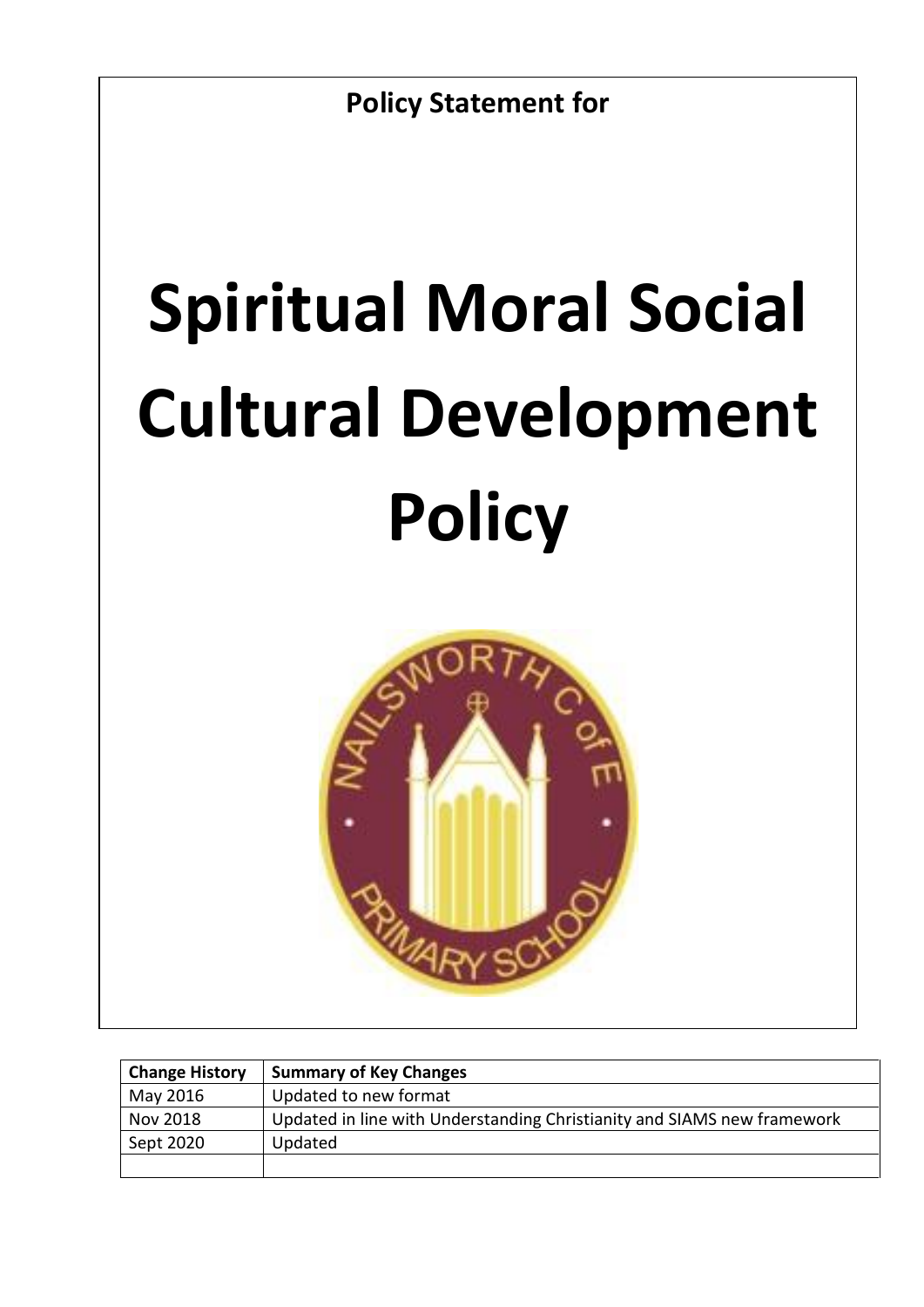**Policy Statement for**

# Spiritual Moral Social Cultural Development Policy

| Change History | Summary of Key Changes |
| --- | --- |
| May 2016 | Updated to new format |
| Nov 2018 | Updated in line with Understanding Christianity and SIAMS new framework |
| Sept 2020 | Updated |
| | |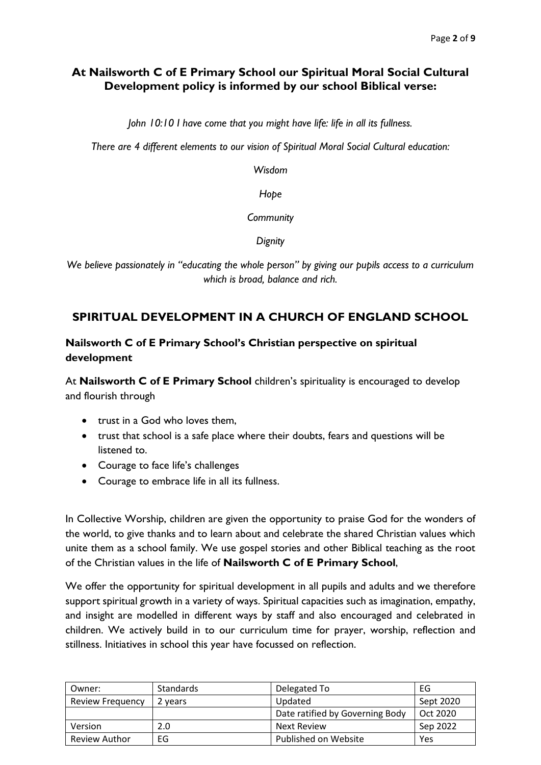## At Nailsworth C of E Primary School our Spiritual Moral Social Cultural Development policy is informed by our school Biblical verse:

*John 10:10 I have come that you might have life: life in all its fullness.*

*There are 4 different elements to our vision of Spiritual Moral Social Cultural education:*

*Wisdom*

*Hope*

*Community*

*Dignity*

*We believe passionately in "educating the whole person" by giving our pupils access to a curriculum which is broad, balance and rich.*

## SPIRITUAL DEVELOPMENT IN A CHURCH OF ENGLAND SCHOOL

### Nailsworth C of E Primary School's Christian perspective on spiritual development

At **Nailsworth C of E Primary School** children's spirituality is encouraged to develop and flourish through

- trust in a God who loves them,
- trust that school is a safe place where their doubts, fears and questions will be listened to.
- Courage to face life's challenges
- Courage to embrace life in all its fullness.

In Collective Worship, children are given the opportunity to praise God for the wonders of the world, to give thanks and to learn about and celebrate the shared Christian values which unite them as a school family. We use gospel stories and other Biblical teaching as the root of the Christian values in the life of **Nailsworth C of E Primary School**,

We offer the opportunity for spiritual development in all pupils and adults and we therefore support spiritual growth in a variety of ways. Spiritual capacities such as imagination, empathy, and insight are modelled in different ways by staff and also encouraged and celebrated in children. We actively build in to our curriculum time for prayer, worship, reflection and stillness. Initiatives in school this year have focussed on reflection.

| Owner: | Standards | Delegated To | EG |
|---|---|---|---|
| Review Frequency | 2 years | Updated | Sept 2020 |
| | | Date ratified by Governing Body | Oct 2020 |
| Version | 2.0 | Next Review | Sep 2022 |
| Review Author | EG | Published on Website | Yes |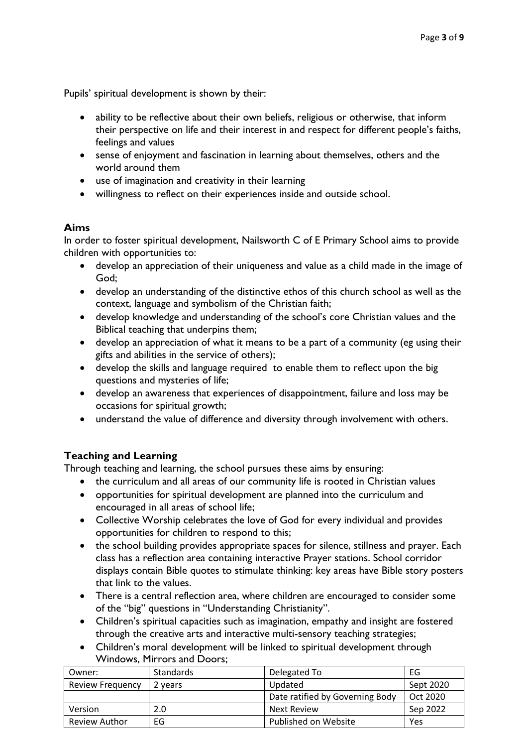Pupils' spiritual development is shown by their:

- ability to be reflective about their own beliefs, religious or otherwise, that inform their perspective on life and their interest in and respect for different people's faiths, feelings and values
- sense of enjoyment and fascination in learning about themselves, others and the world around them
- use of imagination and creativity in their learning
- willingness to reflect on their experiences inside and outside school.

## Aims

In order to foster spiritual development, Nailsworth C of E Primary School aims to provide children with opportunities to:

- develop an appreciation of their uniqueness and value as a child made in the image of God;
- develop an understanding of the distinctive ethos of this church school as well as the context, language and symbolism of the Christian faith;
- develop knowledge and understanding of the school's core Christian values and the Biblical teaching that underpins them;
- develop an appreciation of what it means to be a part of a community (eg using their gifts and abilities in the service of others);
- develop the skills and language required to enable them to reflect upon the big questions and mysteries of life;
- develop an awareness that experiences of disappointment, failure and loss may be occasions for spiritual growth;
- understand the value of difference and diversity through involvement with others.

## Teaching and Learning

Through teaching and learning, the school pursues these aims by ensuring:

- the curriculum and all areas of our community life is rooted in Christian values
- opportunities for spiritual development are planned into the curriculum and encouraged in all areas of school life;
- Collective Worship celebrates the love of God for every individual and provides opportunities for children to respond to this;
- the school building provides appropriate spaces for silence, stillness and prayer. Each class has a reflection area containing interactive Prayer stations. School corridor displays contain Bible quotes to stimulate thinking: key areas have Bible story posters that link to the values.
- There is a central reflection area, where children are encouraged to consider some of the "big" questions in "Understanding Christianity".
- Children's spiritual capacities such as imagination, empathy and insight are fostered through the creative arts and interactive multi-sensory teaching strategies;
- Children's moral development will be linked to spiritual development through Windows, Mirrors and Doors;

| Owner: | Standards | Delegated To | EG |
|---|---|---|---|
| Review Frequency | 2 years | Updated | Sept 2020 |
| | | Date ratified by Governing Body | Oct 2020 |
| Version | 2.0 | Next Review | Sep 2022 |
| Review Author | EG | Published on Website | Yes |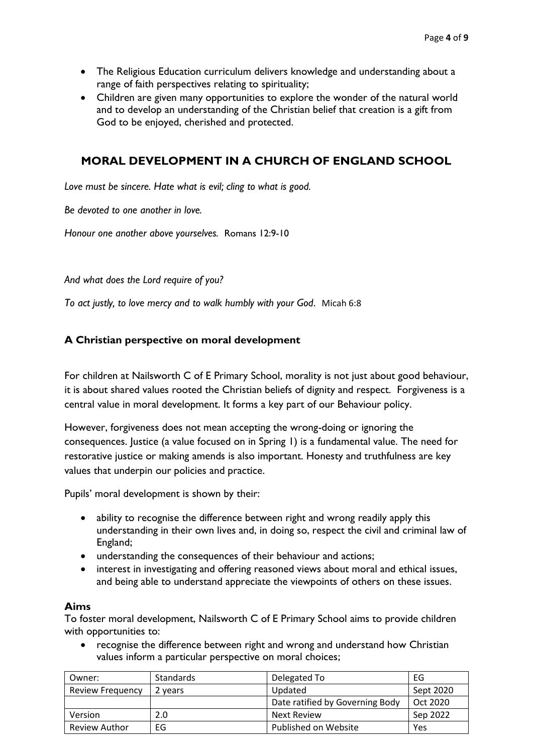- The Religious Education curriculum delivers knowledge and understanding about a range of faith perspectives relating to spirituality;
- Children are given many opportunities to explore the wonder of the natural world and to develop an understanding of the Christian belief that creation is a gift from God to be enjoyed, cherished and protected.

## MORAL DEVELOPMENT IN A CHURCH OF ENGLAND SCHOOL

*Love must be sincere. Hate what is evil; cling to what is good.*

*Be devoted to one another in love.*

*Honour one another above yourselves.* Romans 12:9-10

*And what does the Lord require of you?*

*To act justly, to love mercy and to walk humbly with your God*. Micah 6:8

### A Christian perspective on moral development

For children at Nailsworth C of E Primary School, morality is not just about good behaviour, it is about shared values rooted the Christian beliefs of dignity and respect. Forgiveness is a central value in moral development. It forms a key part of our Behaviour policy.

However, forgiveness does not mean accepting the wrong-doing or ignoring the consequences. Justice (a value focused on in Spring 1) is a fundamental value. The need for restorative justice or making amends is also important. Honesty and truthfulness are key values that underpin our policies and practice.

Pupils' moral development is shown by their:

- ability to recognise the difference between right and wrong readily apply this understanding in their own lives and, in doing so, respect the civil and criminal law of England;
- understanding the consequences of their behaviour and actions;
- interest in investigating and offering reasoned views about moral and ethical issues, and being able to understand appreciate the viewpoints of others on these issues.

**Aims**

To foster moral development, Nailsworth C of E Primary School aims to provide children with opportunities to:

- recognise the difference between right and wrong and understand how Christian values inform a particular perspective on moral choices;

| Owner: | Standards | Delegated To | EG |
|---|---|---|---|
| Review Frequency | 2 years | Updated | Sept 2020 |
| | | Date ratified by Governing Body | Oct 2020 |
| Version | 2.0 | Next Review | Sep 2022 |
| Review Author | EG | Published on Website | Yes |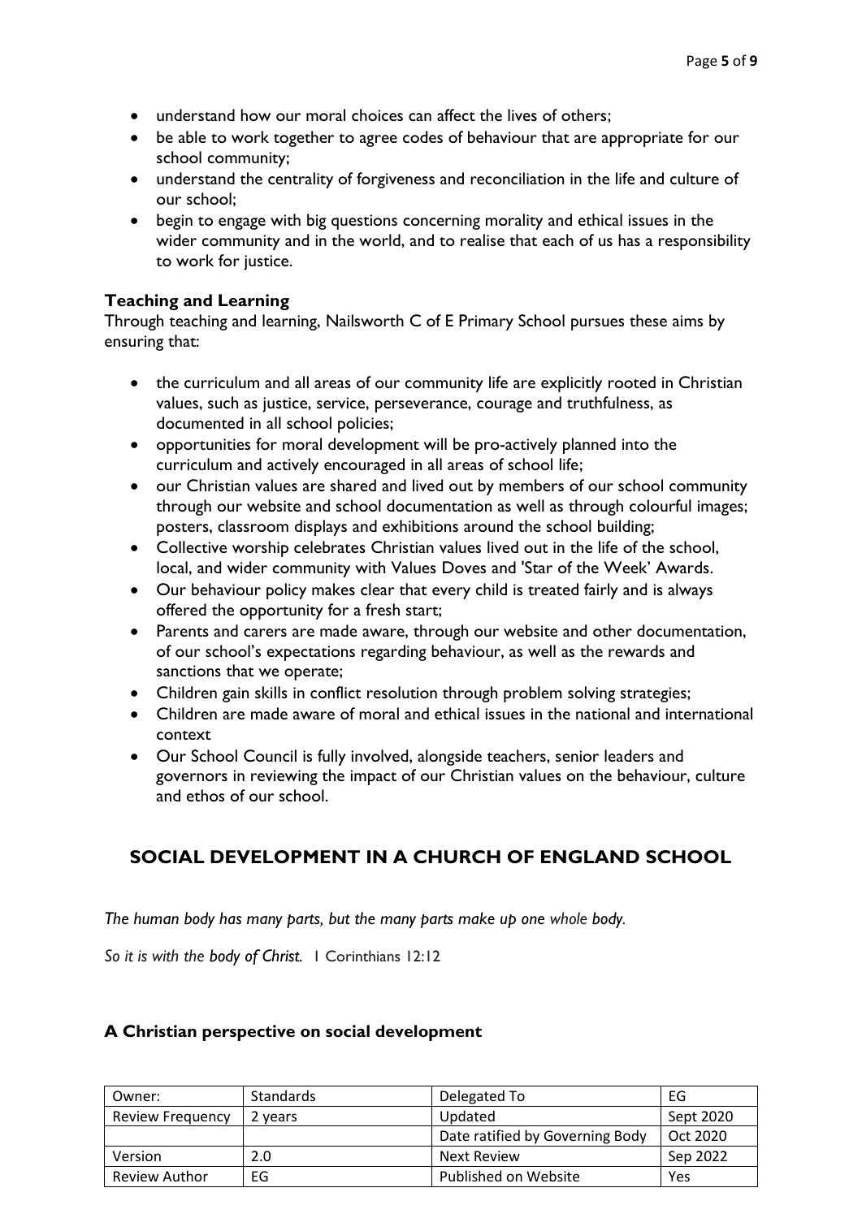- understand how our moral choices can affect the lives of others;
- be able to work together to agree codes of behaviour that are appropriate for our school community;
- understand the centrality of forgiveness and reconciliation in the life and culture of our school;
- begin to engage with big questions concerning morality and ethical issues in the wider community and in the world, and to realise that each of us has a responsibility to work for justice.

### Teaching and Learning

Through teaching and learning, Nailsworth C of E Primary School pursues these aims by ensuring that:

- the curriculum and all areas of our community life are explicitly rooted in Christian values, such as justice, service, perseverance, courage and truthfulness, as documented in all school policies;
- opportunities for moral development will be pro-actively planned into the curriculum and actively encouraged in all areas of school life;
- our Christian values are shared and lived out by members of our school community through our website and school documentation as well as through colourful images; posters, classroom displays and exhibitions around the school building;
- Collective worship celebrates Christian values lived out in the life of the school, local, and wider community with Values Doves and 'Star of the Week' Awards.
- Our behaviour policy makes clear that every child is treated fairly and is always offered the opportunity for a fresh start;
- Parents and carers are made aware, through our website and other documentation, of our school's expectations regarding behaviour, as well as the rewards and sanctions that we operate;
- Children gain skills in conflict resolution through problem solving strategies;
- Children are made aware of moral and ethical issues in the national and international context
- Our School Council is fully involved, alongside teachers, senior leaders and governors in reviewing the impact of our Christian values on the behaviour, culture and ethos of our school.

## SOCIAL DEVELOPMENT IN A CHURCH OF ENGLAND SCHOOL

*The human body has many parts, but the many parts make up one whole body.*

*So it is with the body of Christ.* 1 Corinthians 12:12

### A Christian perspective on social development

| Owner: | Standards | Delegated To | EG |
|---|---|---|---|
| Review Frequency | 2 years | Updated | Sept 2020 |
| | | Date ratified by Governing Body | Oct 2020 |
| Version | 2.0 | Next Review | Sep 2022 |
| Review Author | EG | Published on Website | Yes |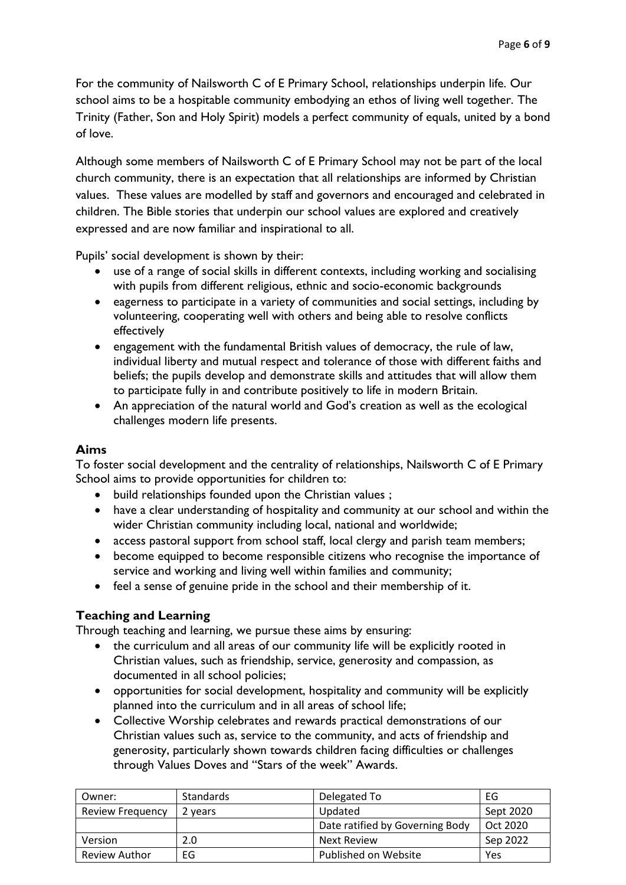For the community of Nailsworth C of E Primary School, relationships underpin life. Our school aims to be a hospitable community embodying an ethos of living well together. The Trinity (Father, Son and Holy Spirit) models a perfect community of equals, united by a bond of love.

Although some members of Nailsworth C of E Primary School may not be part of the local church community, there is an expectation that all relationships are informed by Christian values. These values are modelled by staff and governors and encouraged and celebrated in children. The Bible stories that underpin our school values are explored and creatively expressed and are now familiar and inspirational to all.

Pupils' social development is shown by their:

- use of a range of social skills in different contexts, including working and socialising with pupils from different religious, ethnic and socio-economic backgrounds
- eagerness to participate in a variety of communities and social settings, including by volunteering, cooperating well with others and being able to resolve conflicts effectively
- engagement with the fundamental British values of democracy, the rule of law, individual liberty and mutual respect and tolerance of those with different faiths and beliefs; the pupils develop and demonstrate skills and attitudes that will allow them to participate fully in and contribute positively to life in modern Britain.
- An appreciation of the natural world and God's creation as well as the ecological challenges modern life presents.

### Aims

To foster social development and the centrality of relationships, Nailsworth C of E Primary School aims to provide opportunities for children to:

- build relationships founded upon the Christian values ;
- have a clear understanding of hospitality and community at our school and within the wider Christian community including local, national and worldwide;
- access pastoral support from school staff, local clergy and parish team members;
- become equipped to become responsible citizens who recognise the importance of service and working and living well within families and community;
- feel a sense of genuine pride in the school and their membership of it.

### Teaching and Learning

Through teaching and learning, we pursue these aims by ensuring:

- the curriculum and all areas of our community life will be explicitly rooted in Christian values, such as friendship, service, generosity and compassion, as documented in all school policies;
- opportunities for social development, hospitality and community will be explicitly planned into the curriculum and in all areas of school life;
- Collective Worship celebrates and rewards practical demonstrations of our Christian values such as, service to the community, and acts of friendship and generosity, particularly shown towards children facing difficulties or challenges through Values Doves and "Stars of the week" Awards.

| Owner: | Standards | Delegated To | EG |
|---|---|---|---|
| Review Frequency | 2 years | Updated | Sept 2020 |
| | | Date ratified by Governing Body | Oct 2020 |
| Version | 2.0 | Next Review | Sep 2022 |
| Review Author | EG | Published on Website | Yes |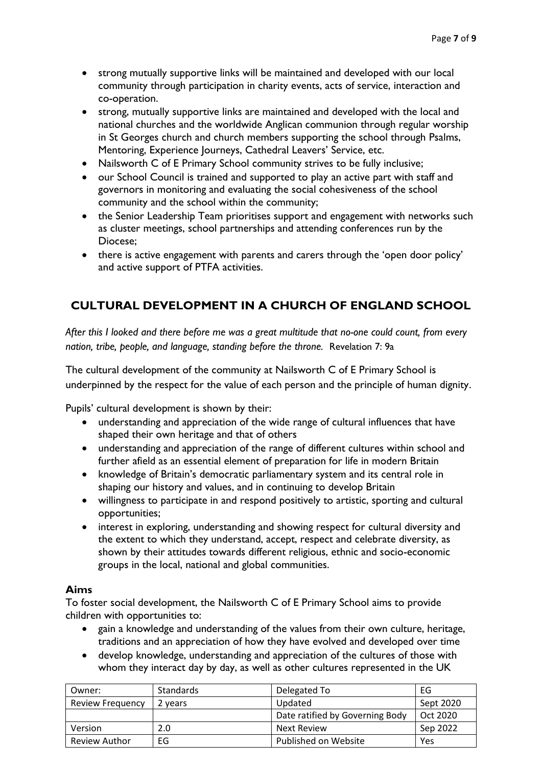- strong mutually supportive links will be maintained and developed with our local community through participation in charity events, acts of service, interaction and co-operation.
- strong, mutually supportive links are maintained and developed with the local and national churches and the worldwide Anglican communion through regular worship in St Georges church and church members supporting the school through Psalms, Mentoring, Experience Journeys, Cathedral Leavers' Service, etc.
- Nailsworth C of E Primary School community strives to be fully inclusive;
- our School Council is trained and supported to play an active part with staff and governors in monitoring and evaluating the social cohesiveness of the school community and the school within the community;
- the Senior Leadership Team prioritises support and engagement with networks such as cluster meetings, school partnerships and attending conferences run by the Diocese;
- there is active engagement with parents and carers through the 'open door policy' and active support of PTFA activities.

## CULTURAL DEVELOPMENT IN A CHURCH OF ENGLAND SCHOOL

*After this I looked and there before me was a great multitude that no-one could count, from every nation, tribe, people, and language, standing before the throne.* Revelation 7: 9a

The cultural development of the community at Nailsworth C of E Primary School is underpinned by the respect for the value of each person and the principle of human dignity.

Pupils' cultural development is shown by their:

- understanding and appreciation of the wide range of cultural influences that have shaped their own heritage and that of others
- understanding and appreciation of the range of different cultures within school and further afield as an essential element of preparation for life in modern Britain
- knowledge of Britain's democratic parliamentary system and its central role in shaping our history and values, and in continuing to develop Britain
- willingness to participate in and respond positively to artistic, sporting and cultural opportunities;
- interest in exploring, understanding and showing respect for cultural diversity and the extent to which they understand, accept, respect and celebrate diversity, as shown by their attitudes towards different religious, ethnic and socio-economic groups in the local, national and global communities.

### Aims

To foster social development, the Nailsworth C of E Primary School aims to provide children with opportunities to:

- gain a knowledge and understanding of the values from their own culture, heritage, traditions and an appreciation of how they have evolved and developed over time
- develop knowledge, understanding and appreciation of the cultures of those with whom they interact day by day, as well as other cultures represented in the UK

| Owner: | Standards | Delegated To | EG |
|---|---|---|---|
| Review Frequency | 2 years | Updated | Sept 2020 |
| | | Date ratified by Governing Body | Oct 2020 |
| Version | 2.0 | Next Review | Sep 2022 |
| Review Author | EG | Published on Website | Yes |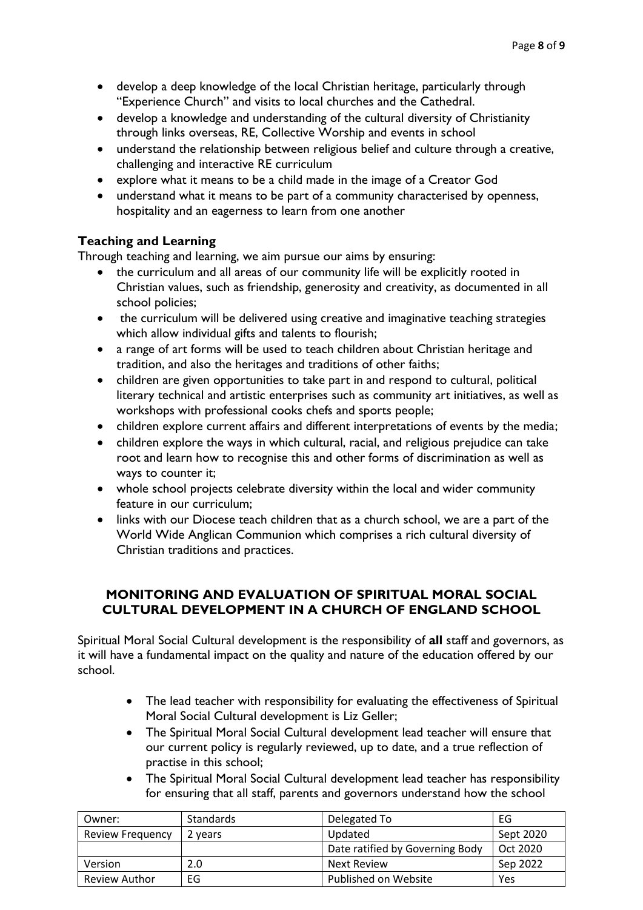- develop a deep knowledge of the local Christian heritage, particularly through "Experience Church" and visits to local churches and the Cathedral.
- develop a knowledge and understanding of the cultural diversity of Christianity through links overseas, RE, Collective Worship and events in school
- understand the relationship between religious belief and culture through a creative, challenging and interactive RE curriculum
- explore what it means to be a child made in the image of a Creator God
- understand what it means to be part of a community characterised by openness, hospitality and an eagerness to learn from one another

### Teaching and Learning

Through teaching and learning, we aim pursue our aims by ensuring:

- the curriculum and all areas of our community life will be explicitly rooted in Christian values, such as friendship, generosity and creativity, as documented in all school policies;
- the curriculum will be delivered using creative and imaginative teaching strategies which allow individual gifts and talents to flourish;
- a range of art forms will be used to teach children about Christian heritage and tradition, and also the heritages and traditions of other faiths;
- children are given opportunities to take part in and respond to cultural, political literary technical and artistic enterprises such as community art initiatives, as well as workshops with professional cooks chefs and sports people;
- children explore current affairs and different interpretations of events by the media;
- children explore the ways in which cultural, racial, and religious prejudice can take root and learn how to recognise this and other forms of discrimination as well as ways to counter it;
- whole school projects celebrate diversity within the local and wider community feature in our curriculum;
- links with our Diocese teach children that as a church school, we are a part of the World Wide Anglican Communion which comprises a rich cultural diversity of Christian traditions and practices.

## MONITORING AND EVALUATION OF SPIRITUAL MORAL SOCIAL CULTURAL DEVELOPMENT IN A CHURCH OF ENGLAND SCHOOL

Spiritual Moral Social Cultural development is the responsibility of **all** staff and governors, as it will have a fundamental impact on the quality and nature of the education offered by our school.

- The lead teacher with responsibility for evaluating the effectiveness of Spiritual Moral Social Cultural development is Liz Geller;
- The Spiritual Moral Social Cultural development lead teacher will ensure that our current policy is regularly reviewed, up to date, and a true reflection of practise in this school;
- The Spiritual Moral Social Cultural development lead teacher has responsibility for ensuring that all staff, parents and governors understand how the school

| Owner: | Standards | Delegated To | EG |
|---|---|---|---|
| Review Frequency | 2 years | Updated | Sept 2020 |
| | | Date ratified by Governing Body | Oct 2020 |
| Version | 2.0 | Next Review | Sep 2022 |
| Review Author | EG | Published on Website | Yes |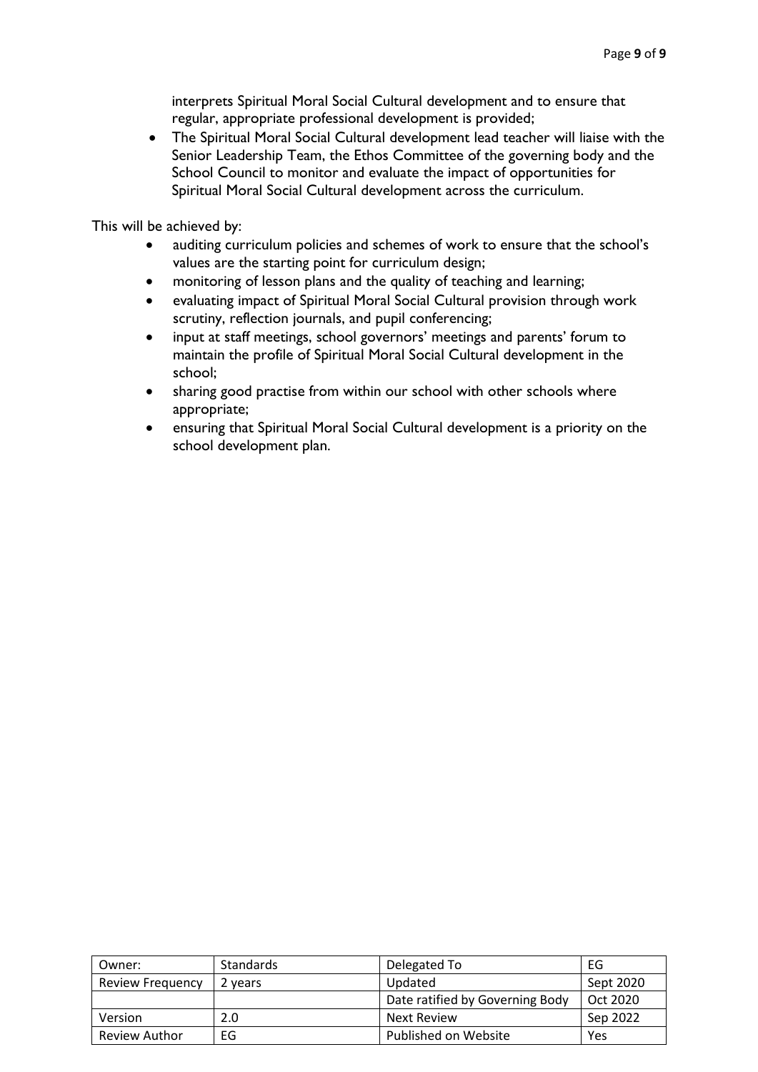interprets Spiritual Moral Social Cultural development and to ensure that regular, appropriate professional development is provided;

- The Spiritual Moral Social Cultural development lead teacher will liaise with the Senior Leadership Team, the Ethos Committee of the governing body and the School Council to monitor and evaluate the impact of opportunities for Spiritual Moral Social Cultural development across the curriculum.

This will be achieved by:

- auditing curriculum policies and schemes of work to ensure that the school's values are the starting point for curriculum design;
- monitoring of lesson plans and the quality of teaching and learning;
- evaluating impact of Spiritual Moral Social Cultural provision through work scrutiny, reflection journals, and pupil conferencing;
- input at staff meetings, school governors' meetings and parents' forum to maintain the profile of Spiritual Moral Social Cultural development in the school;
- sharing good practise from within our school with other schools where appropriate;
- ensuring that Spiritual Moral Social Cultural development is a priority on the school development plan.

| | | | |
|---|---|---|---|
| Owner: | Standards | Delegated To | EG |
| Review Frequency | 2 years | Updated | Sept 2020 |
| | | Date ratified by Governing Body | Oct 2020 |
| Version | 2.0 | Next Review | Sep 2022 |
| Review Author | EG | Published on Website | Yes |